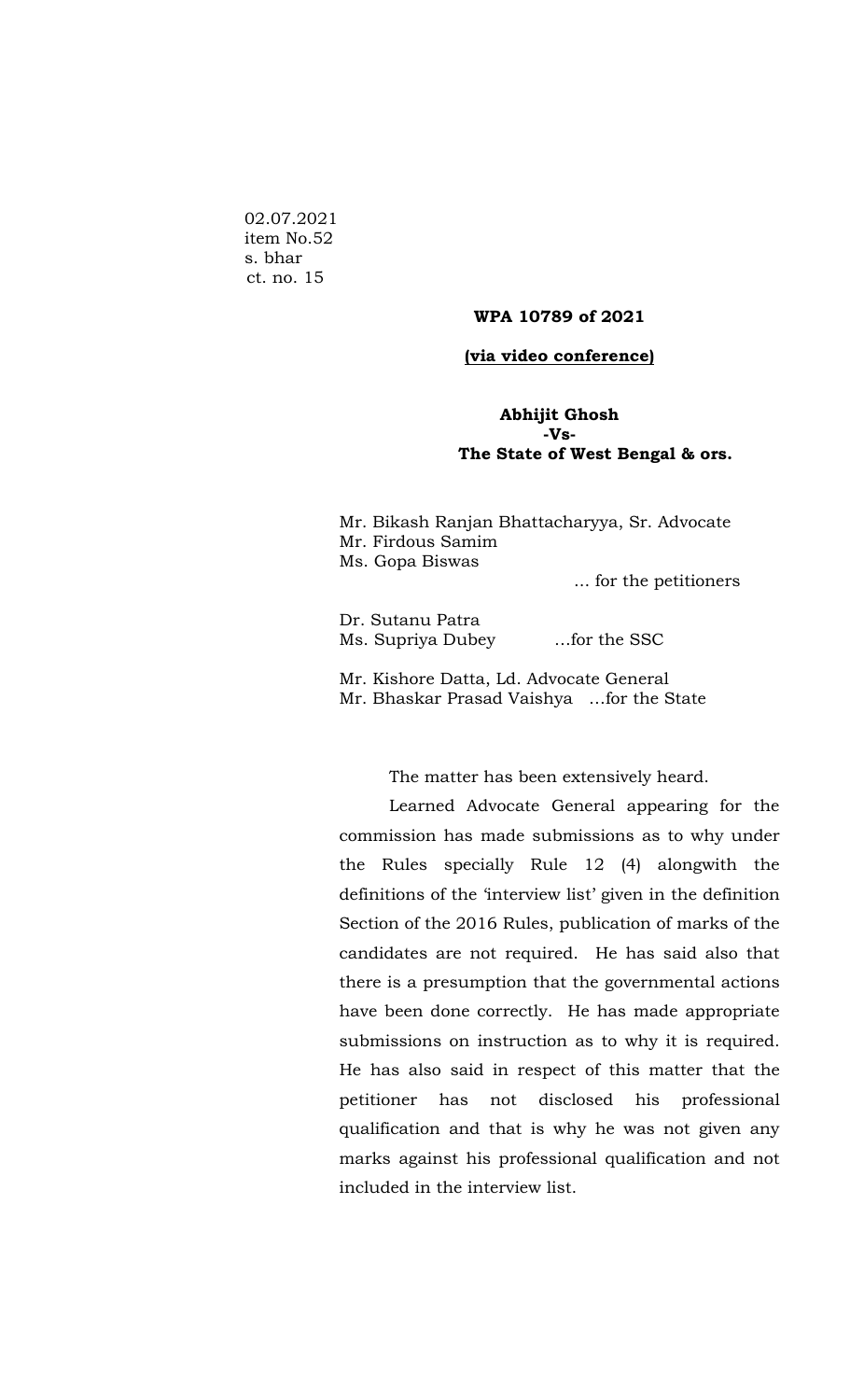02.07.2021
item No.52
s. bhar
ct. no. 15

**WPA 10789 of 2021**

**(via video conference)**

**Abhijit Ghosh**
**-Vs-**
**The State of West Bengal & ors.**

Mr. Bikash Ranjan Bhattacharyya, Sr. Advocate
Mr. Firdous Samim
Ms. Gopa Biswas
... for the petitioners

Dr. Sutanu Patra
Ms. Supriya Dubey ...for the SSC

Mr. Kishore Datta, Ld. Advocate General
Mr. Bhaskar Prasad Vaishya ...for the State

The matter has been extensively heard.

Learned Advocate General appearing for the commission has made submissions as to why under the Rules specially Rule 12 (4) alongwith the definitions of the 'interview list' given in the definition Section of the 2016 Rules, publication of marks of the candidates are not required. He has said also that there is a presumption that the governmental actions have been done correctly. He has made appropriate submissions on instruction as to why it is required. He has also said in respect of this matter that the petitioner has not disclosed his professional qualification and that is why he was not given any marks against his professional qualification and not included in the interview list.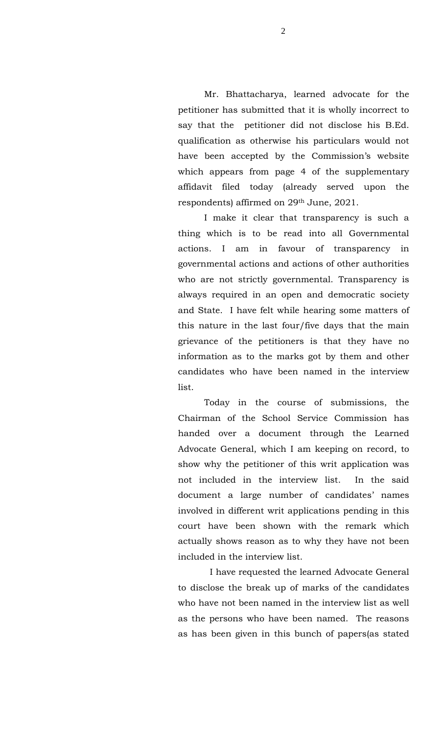Mr. Bhattacharya, learned advocate for the petitioner has submitted that it is wholly incorrect to say that the petitioner did not disclose his B.Ed. qualification as otherwise his particulars would not have been accepted by the Commission's website which appears from page 4 of the supplementary affidavit filed today (already served upon the respondents) affirmed on 29th June, 2021.

I make it clear that transparency is such a thing which is to be read into all Governmental actions. I am in favour of transparency in governmental actions and actions of other authorities who are not strictly governmental. Transparency is always required in an open and democratic society and State. I have felt while hearing some matters of this nature in the last four/five days that the main grievance of the petitioners is that they have no information as to the marks got by them and other candidates who have been named in the interview list.

Today in the course of submissions, the Chairman of the School Service Commission has handed over a document through the Learned Advocate General, which I am keeping on record, to show why the petitioner of this writ application was not included in the interview list. In the said document a large number of candidates' names involved in different writ applications pending in this court have been shown with the remark which actually shows reason as to why they have not been included in the interview list.

I have requested the learned Advocate General to disclose the break up of marks of the candidates who have not been named in the interview list as well as the persons who have been named. The reasons as has been given in this bunch of papers(as stated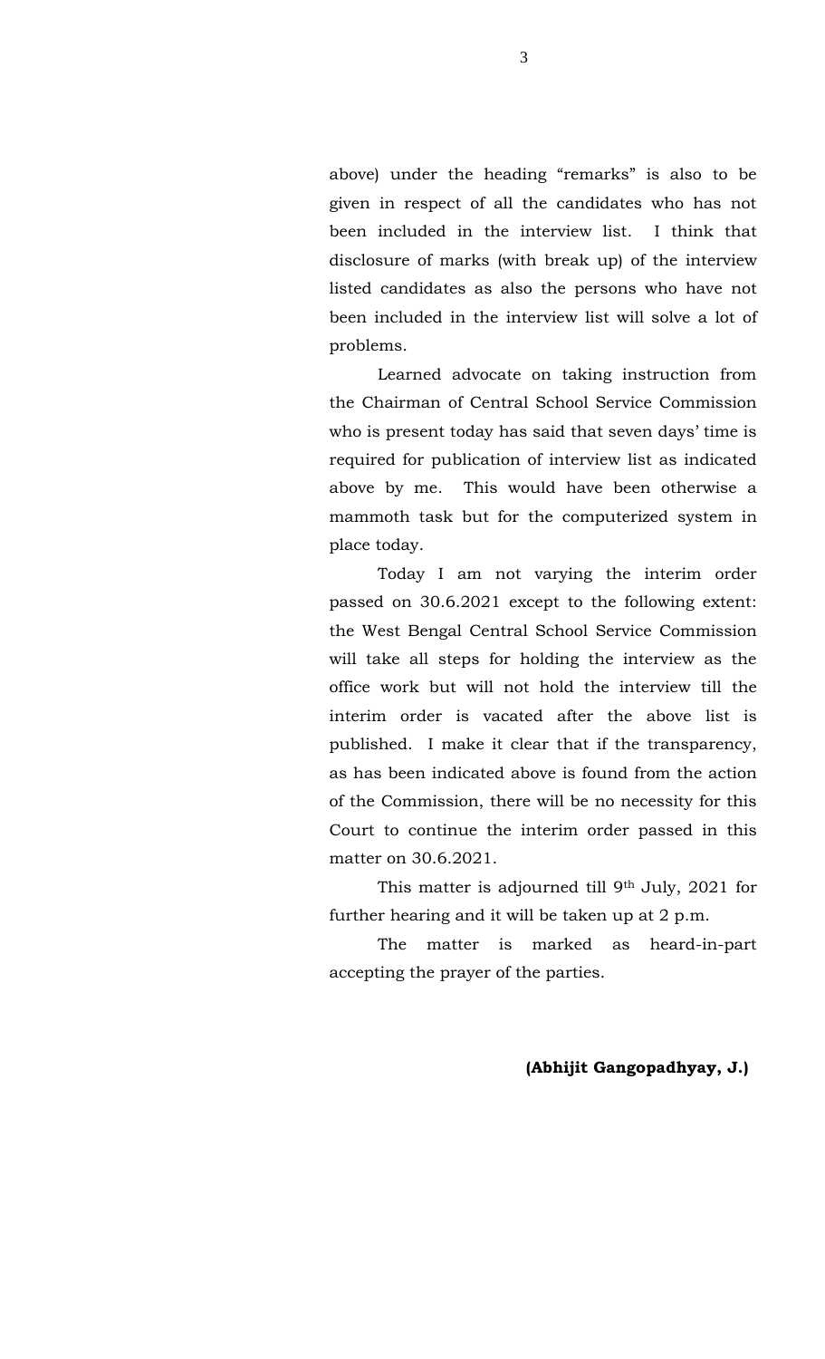above) under the heading "remarks" is also to be given in respect of all the candidates who has not been included in the interview list. I think that disclosure of marks (with break up) of the interview listed candidates as also the persons who have not been included in the interview list will solve a lot of problems.

Learned advocate on taking instruction from the Chairman of Central School Service Commission who is present today has said that seven days' time is required for publication of interview list as indicated above by me. This would have been otherwise a mammoth task but for the computerized system in place today.

Today I am not varying the interim order passed on 30.6.2021 except to the following extent: the West Bengal Central School Service Commission will take all steps for holding the interview as the office work but will not hold the interview till the interim order is vacated after the above list is published. I make it clear that if the transparency, as has been indicated above is found from the action of the Commission, there will be no necessity for this Court to continue the interim order passed in this matter on 30.6.2021.

This matter is adjourned till 9th July, 2021 for further hearing and it will be taken up at 2 p.m.

The matter is marked as heard-in-part accepting the prayer of the parties.

**(Abhijit Gangopadhyay, J.)**